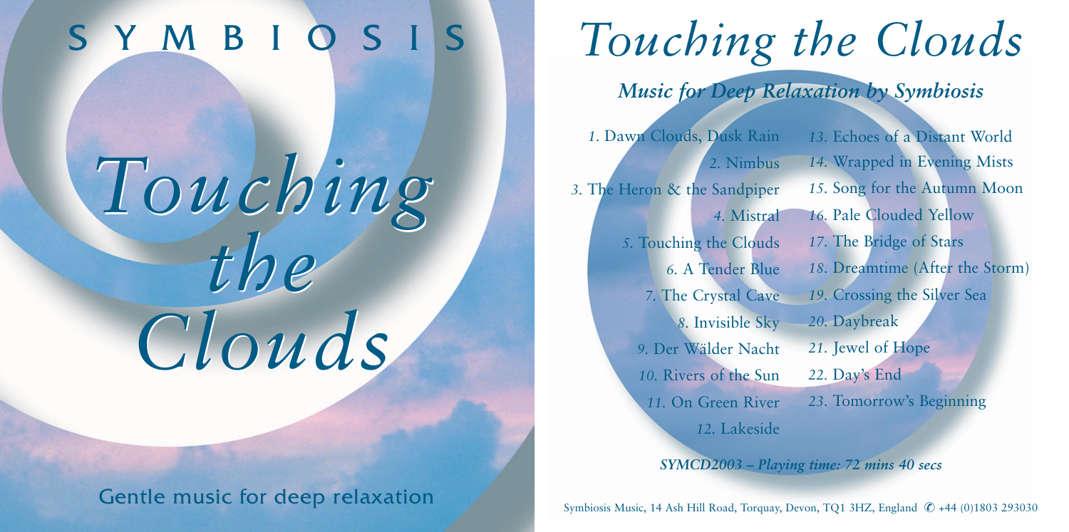# SYMBIOSIS

# *Touching the Clouds*

Gentle music for deep relaxation

# *Touching the Clouds*

## *Music for Deep Relaxation by Symbiosis*

*1.* Dawn Clouds, Dusk Rain
*2.* Nimbus
*3.* The Heron & the Sandpiper
*4.* Mistral
*5.* Touching the Clouds
*6.* A Tender Blue
*7.* The Crystal Cave
*8.* Invisible Sky
*9.* Der Wälder Nacht
*10.* Rivers of the Sun
*11.* On Green River
*12.* Lakeside
*13.* Echoes of a Distant World
*14.* Wrapped in Evening Mists
*15.* Song for the Autumn Moon
*16.* Pale Clouded Yellow
*17.* The Bridge of Stars
*18.* Dreamtime (After the Storm)
*19.* Crossing the Silver Sea
*20.* Daybreak
*21.* Jewel of Hope
*22.* Day's End
*23.* Tomorrow's Beginning

***SYMCD2003 – Playing time: 72 mins 40 secs***

Symbiosis Music, 14 Ash Hill Road, Torquay, Devon, TQ1 3HZ, England ✆ +44 (0)1803 293030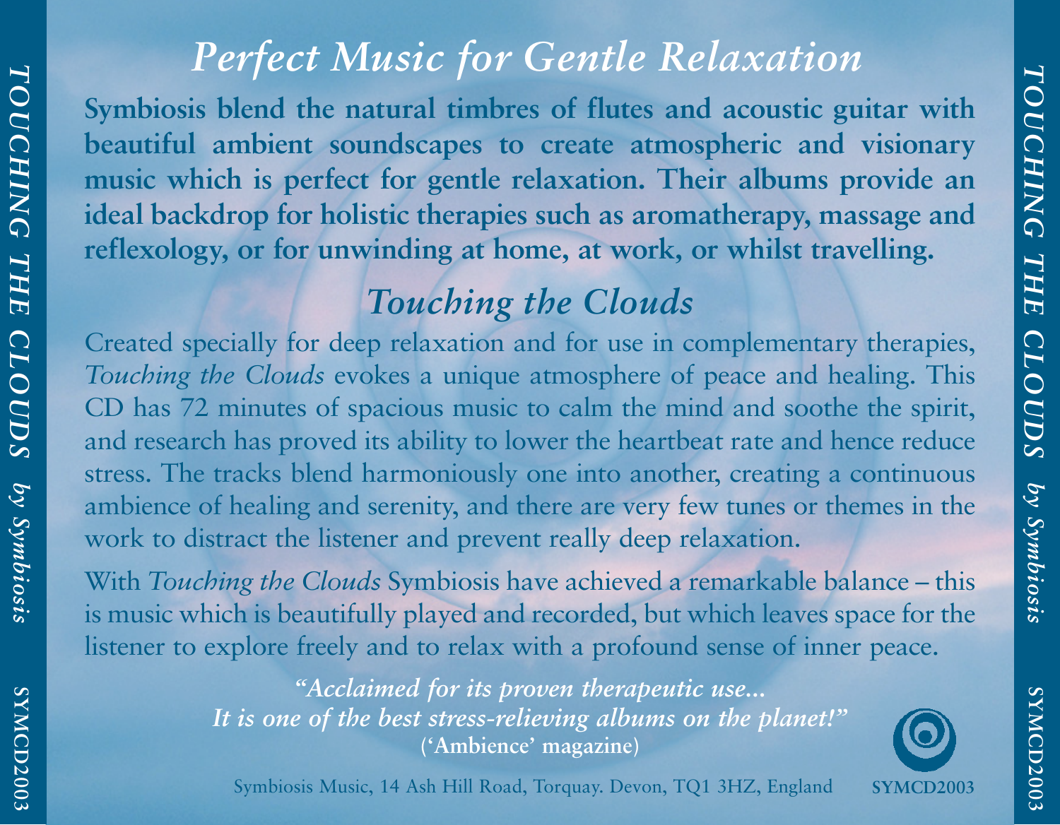## *Perfect Music for Gentle Relaxation*

**Symbiosis blend the natural timbres of flutes and acoustic guitar with beautiful ambient soundscapes to create atmospheric and visionary music which is perfect for gentle relaxation. Their albums provide an ideal backdrop for holistic therapies such as aromatherapy, massage and reflexology, or for unwinding at home, at work, or whilst travelling.**

## *Touching the Clouds*

Created specially for deep relaxation and for use in complementary therapies, *Touching the Clouds* evokes a unique atmosphere of peace and healing. This CD has 72 minutes of spacious music to calm the mind and soothe the spirit, and research has proved its ability to lower the heartbeat rate and hence reduce stress. The tracks blend harmoniously one into another, creating a continuous ambience of healing and serenity, and there are very few tunes or themes in the work to distract the listener and prevent really deep relaxation.

With *Touching the Clouds* Symbiosis have achieved a remarkable balance – this is music which is beautifully played and recorded, but which leaves space for the listener to explore freely and to relax with a profound sense of inner peace.

***"Acclaimed for its proven therapeutic use... It is one of the best stress-relieving albums on the planet!"***
**('Ambience' magazine)**

Symbiosis Music, 14 Ash Hill Road, Torquay. Devon, TQ1 3HZ, England

**SYMCD2003**

*TOUCHING THE CLOUDS by Symbiosis* SYMCD2003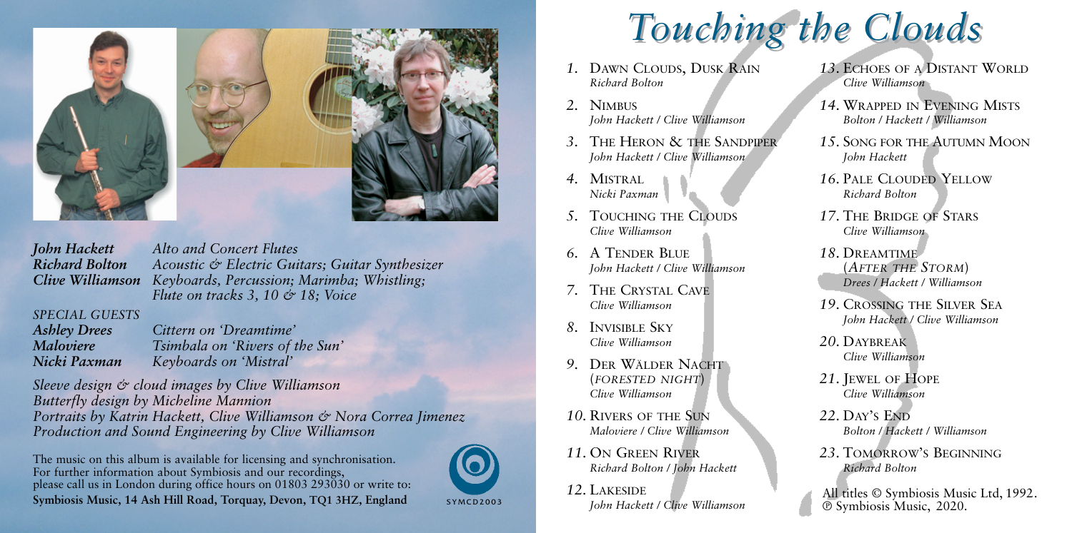# Touching the Clouds

***John Hackett*** *Alto and Concert Flutes*
***Richard Bolton*** *Acoustic & Electric Guitars; Guitar Synthesizer*
***Clive Williamson*** *Keyboards, Percussion; Marimba; Whistling; Flute on tracks 3, 10 & 18; Voice*

*SPECIAL GUESTS*
***Ashley Drees*** *Cittern on 'Dreamtime'*
***Maloviere*** *Tsimbala on 'Rivers of the Sun'*
***Nicki Paxman*** *Keyboards on 'Mistral'*

*Sleeve design & cloud images by Clive Williamson*
*Butterfly design by Micheline Mannion*
*Portraits by Katrin Hackett, Clive Williamson & Nora Correa Jimenez*
*Production and Sound Engineering by Clive Williamson*

The music on this album is available for licensing and synchronisation.
For further information about Symbiosis and our recordings, please call us in London during office hours on 01803 293030 or write to:
**Symbiosis Music, 14 Ash Hill Road, Torquay, Devon, TQ1 3HZ, England**

SYMCD2003

1. DAWN CLOUDS, DUSK RAIN
   *Richard Bolton*
2. NIMBUS
   *John Hackett / Clive Williamson*
3. THE HERON & THE SANDPIPER
   *John Hackett / Clive Williamson*
4. MISTRAL
   *Nicki Paxman*
5. TOUCHING THE CLOUDS
   *Clive Williamson*
6. A TENDER BLUE
   *John Hackett / Clive Williamson*
7. THE CRYSTAL CAVE
   *Clive Williamson*
8. INVISIBLE SKY
   *Clive Williamson*
9. DER WÄLDER NACHT (*FORESTED NIGHT*)
   *Clive Williamson*
10. RIVERS OF THE SUN
    *Maloviere / Clive Williamson*
11. ON GREEN RIVER
    *Richard Bolton / John Hackett*
12. LAKESIDE
    *John Hackett / Clive Williamson*
13. ECHOES OF A DISTANT WORLD
    *Clive Williamson*
14. WRAPPED IN EVENING MISTS
    *Bolton / Hackett / Williamson*
15. SONG FOR THE AUTUMN MOON
    *John Hackett*
16. PALE CLOUDED YELLOW
    *Richard Bolton*
17. THE BRIDGE OF STARS
    *Clive Williamson*
18. DREAMTIME (*AFTER THE STORM*)
    *Drees / Hackett / Williamson*
19. CROSSING THE SILVER SEA
    *John Hackett / Clive Williamson*
20. DAYBREAK
    *Clive Williamson*
21. JEWEL OF HOPE
    *Clive Williamson*
22. DAY'S END
    *Bolton / Hackett / Williamson*
23. TOMORROW'S BEGINNING
    *Richard Bolton*

All titles © Symbiosis Music Ltd, 1992.
℗ Symbiosis Music, 2020.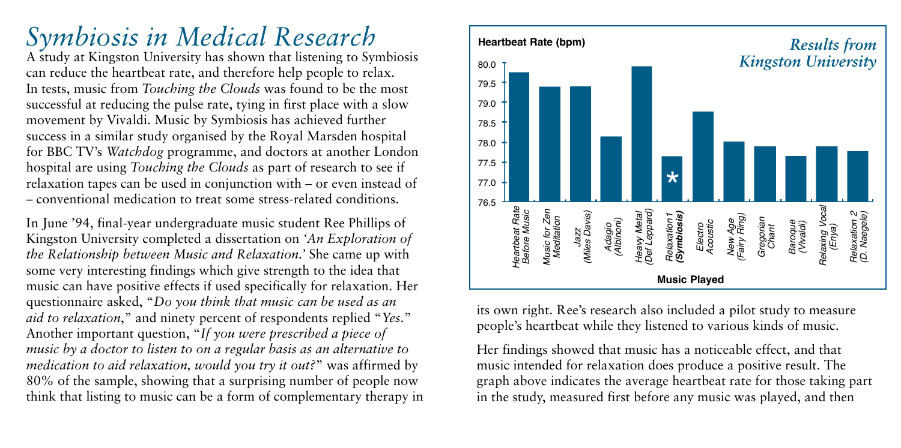# *Symbiosis in Medical Research*

A study at Kingston University has shown that listening to Symbiosis can reduce the heartbeat rate, and therefore help people to relax. In tests, music from *Touching the Clouds* was found to be the most successful at reducing the pulse rate, tying in first place with a slow movement by Vivaldi. Music by Symbiosis has achieved further success in a similar study organised by the Royal Marsden hospital for BBC TV's *Watchdog* programme, and doctors at another London hospital are using *Touching the Clouds* as part of research to see if relaxation tapes can be used in conjunction with – or even instead of – conventional medication to treat some stress-related conditions.

In June '94, final-year undergraduate music student Ree Phillips of Kingston University completed a dissertation on *'An Exploration of the Relationship between Music and Relaxation.'* She came up with some very interesting findings which give strength to the idea that music can have positive effects if used specifically for relaxation. Her questionnaire asked, "*Do you think that music can be used as an aid to relaxation*," and ninety percent of respondents replied "*Yes*." Another important question, "*If you were prescribed a piece of music by a doctor to listen to on a regular basis as an alternative to medication to aid relaxation, would you try it out?*" was affirmed by 80% of the sample, showing that a surprising number of people now think that listing to music can be a form of complementary therapy in its own right. Ree's research also included a pilot study to measure people's heartbeat while they listened to various kinds of music.

*Results from Kingston University*

Her findings showed that music has a noticeable effect, and that music intended for relaxation does produce a positive result. The graph above indicates the average heartbeat rate for those taking part in the study, measured first before any music was played, and then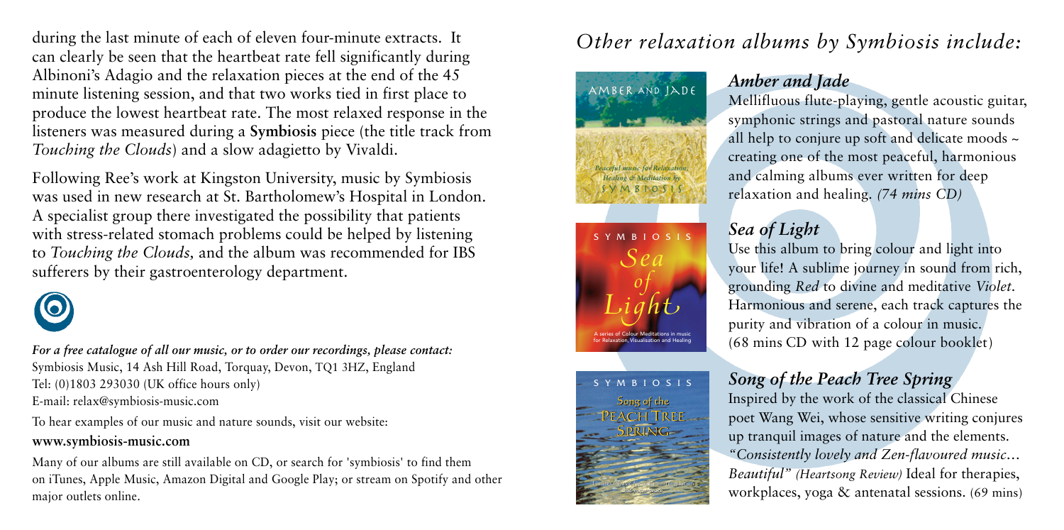during the last minute of each of eleven four-minute extracts. It can clearly be seen that the heartbeat rate fell significantly during Albinoni's Adagio and the relaxation pieces at the end of the 45 minute listening session, and that two works tied in first place to produce the lowest heartbeat rate. The most relaxed response in the listeners was measured during a **Symbiosis** piece (the title track from *Touching the Clouds*) and a slow adagietto by Vivaldi.

Following Ree's work at Kingston University, music by Symbiosis was used in new research at St. Bartholomew's Hospital in London. A specialist group there investigated the possibility that patients with stress-related stomach problems could be helped by listening to *Touching the Clouds,* and the album was recommended for IBS sufferers by their gastroenterology department.

***For a free catalogue of all our music, or to order our recordings, please contact:***
Symbiosis Music, 14 Ash Hill Road, Torquay, Devon, TQ1 3HZ, England
Tel: (0)1803 293030 (UK office hours only)
E-mail: relax@symbiosis-music.com

To hear examples of our music and nature sounds, visit our website:
**www.symbiosis-music.com**

Many of our albums are still available on CD, or search for 'symbiosis' to find them on iTunes, Apple Music, Amazon Digital and Google Play; or stream on Spotify and other major outlets online.

# *Other relaxation albums by Symbiosis include:*

AMBER AND JADE

*Peaceful music for Relaxation, Healing & Meditation by*
SYMBIOSIS

## *Amber and Jade*

Mellifluous flute-playing, gentle acoustic guitar, symphonic strings and pastoral nature sounds all help to conjure up soft and delicate moods ~ creating one of the most peaceful, harmonious and calming albums ever written for deep relaxation and healing. *(74 mins CD)*

SYMBIOSIS
*Sea of Light*
A series of Colour Meditations in music for Relaxation, Visualisation and Healing

## *Sea of Light*

Use this album to bring colour and light into your life! A sublime journey in sound from rich, grounding *Red* to divine and meditative *Violet*. Harmonious and serene, each track captures the purity and vibration of a colour in music. (68 mins CD with 12 page colour booklet)

SYMBIOSIS
Song of the
PEACH TREE
SPRING

## *Song of the Peach Tree Spring*

Inspired by the work of the classical Chinese poet Wang Wei, whose sensitive writing conjures up tranquil images of nature and the elements. *"Consistently lovely and Zen-flavoured music… Beautiful" (Heartsong Review)* Ideal for therapies, workplaces, yoga & antenatal sessions. (69 mins)